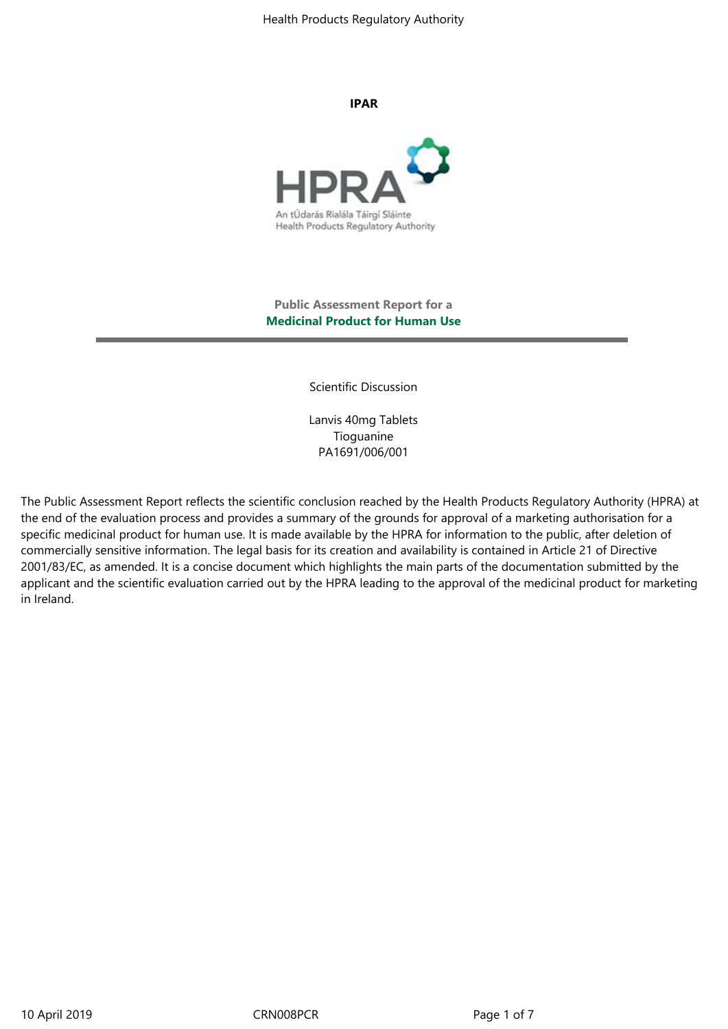**IPAR**

An tÚdarás Rialála Táirgí Sláinte
Health Products Regulatory Authority

**Public Assessment Report for a**
**Medicinal Product for Human Use**

---

Scientific Discussion

Lanvis 40mg Tablets
Tioguanine
PA1691/006/001

The Public Assessment Report reflects the scientific conclusion reached by the Health Products Regulatory Authority (HPRA) at the end of the evaluation process and provides a summary of the grounds for approval of a marketing authorisation for a specific medicinal product for human use. It is made available by the HPRA for information to the public, after deletion of commercially sensitive information. The legal basis for its creation and availability is contained in Article 21 of Directive 2001/83/EC, as amended. It is a concise document which highlights the main parts of the documentation submitted by the applicant and the scientific evaluation carried out by the HPRA leading to the approval of the medicinal product for marketing in Ireland.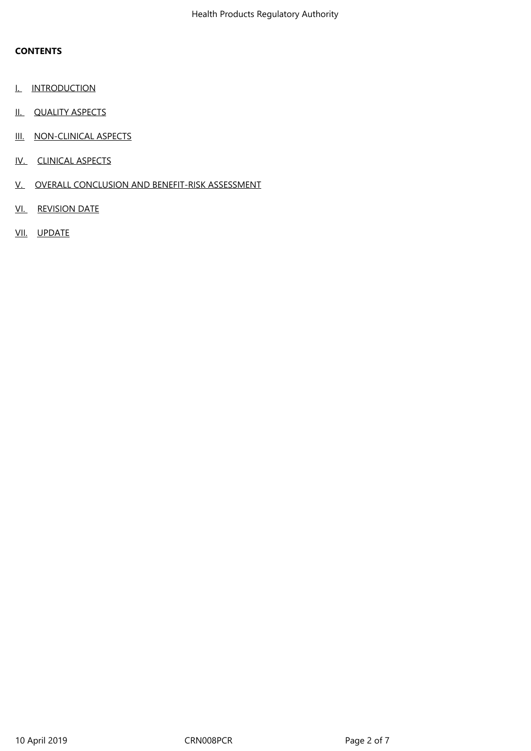**CONTENTS**

I. INTRODUCTION

II. QUALITY ASPECTS

III. NON-CLINICAL ASPECTS

IV. CLINICAL ASPECTS

V. OVERALL CONCLUSION AND BENEFIT-RISK ASSESSMENT

VI. REVISION DATE

VII. UPDATE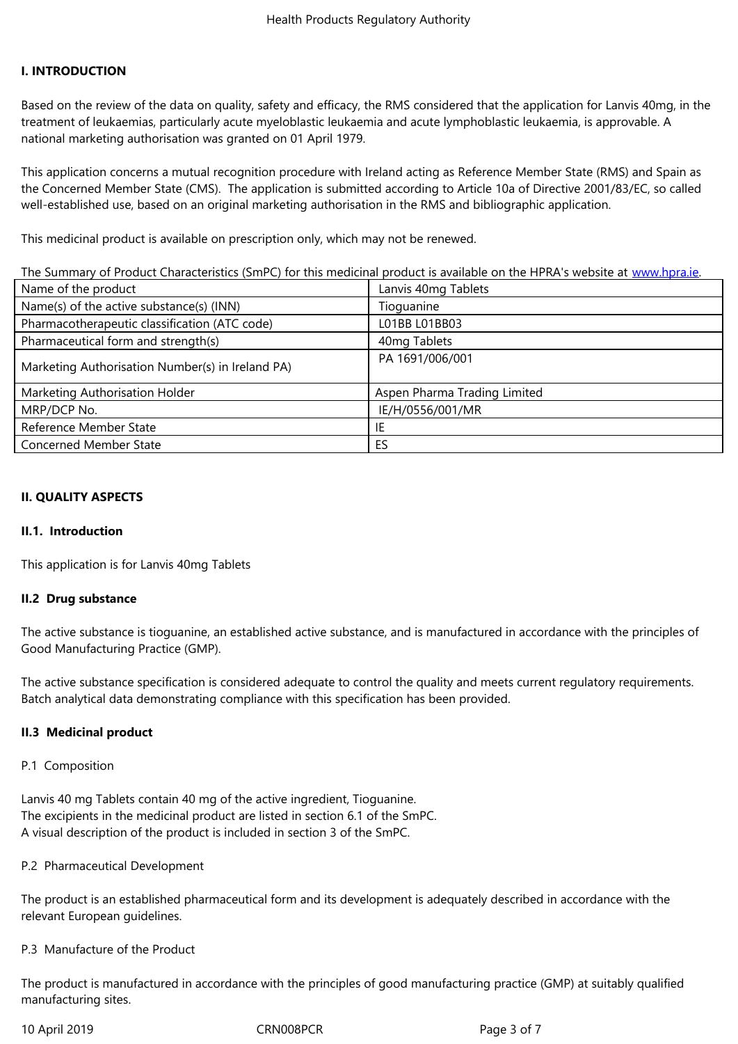## I. INTRODUCTION

Based on the review of the data on quality, safety and efficacy, the RMS considered that the application for Lanvis 40mg, in the treatment of leukaemias, particularly acute myeloblastic leukaemia and acute lymphoblastic leukaemia, is approvable. A national marketing authorisation was granted on 01 April 1979.

This application concerns a mutual recognition procedure with Ireland acting as Reference Member State (RMS) and Spain as the Concerned Member State (CMS). The application is submitted according to Article 10a of Directive 2001/83/EC, so called well-established use, based on an original marketing authorisation in the RMS and bibliographic application.

This medicinal product is available on prescription only, which may not be renewed.

The Summary of Product Characteristics (SmPC) for this medicinal product is available on the HPRA's website at www.hpra.ie.

| Name of the product | Lanvis 40mg Tablets |
|---|---|
| Name(s) of the active substance(s) (INN) | Tioguanine |
| Pharmacotherapeutic classification (ATC code) | L01BB L01BB03 |
| Pharmaceutical form and strength(s) | 40mg Tablets |
| Marketing Authorisation Number(s) in Ireland PA) | PA 1691/006/001 |
| Marketing Authorisation Holder | Aspen Pharma Trading Limited |
| MRP/DCP No. | IE/H/0556/001/MR |
| Reference Member State | IE |
| Concerned Member State | ES |

## II. QUALITY ASPECTS

### II.1. Introduction

This application is for Lanvis 40mg Tablets

### II.2 Drug substance

The active substance is tioguanine, an established active substance, and is manufactured in accordance with the principles of Good Manufacturing Practice (GMP).

The active substance specification is considered adequate to control the quality and meets current regulatory requirements. Batch analytical data demonstrating compliance with this specification has been provided.

### II.3 Medicinal product

P.1 Composition

Lanvis 40 mg Tablets contain 40 mg of the active ingredient, Tioguanine.
The excipients in the medicinal product are listed in section 6.1 of the SmPC.
A visual description of the product is included in section 3 of the SmPC.

P.2 Pharmaceutical Development

The product is an established pharmaceutical form and its development is adequately described in accordance with the relevant European guidelines.

P.3 Manufacture of the Product

The product is manufactured in accordance with the principles of good manufacturing practice (GMP) at suitably qualified manufacturing sites.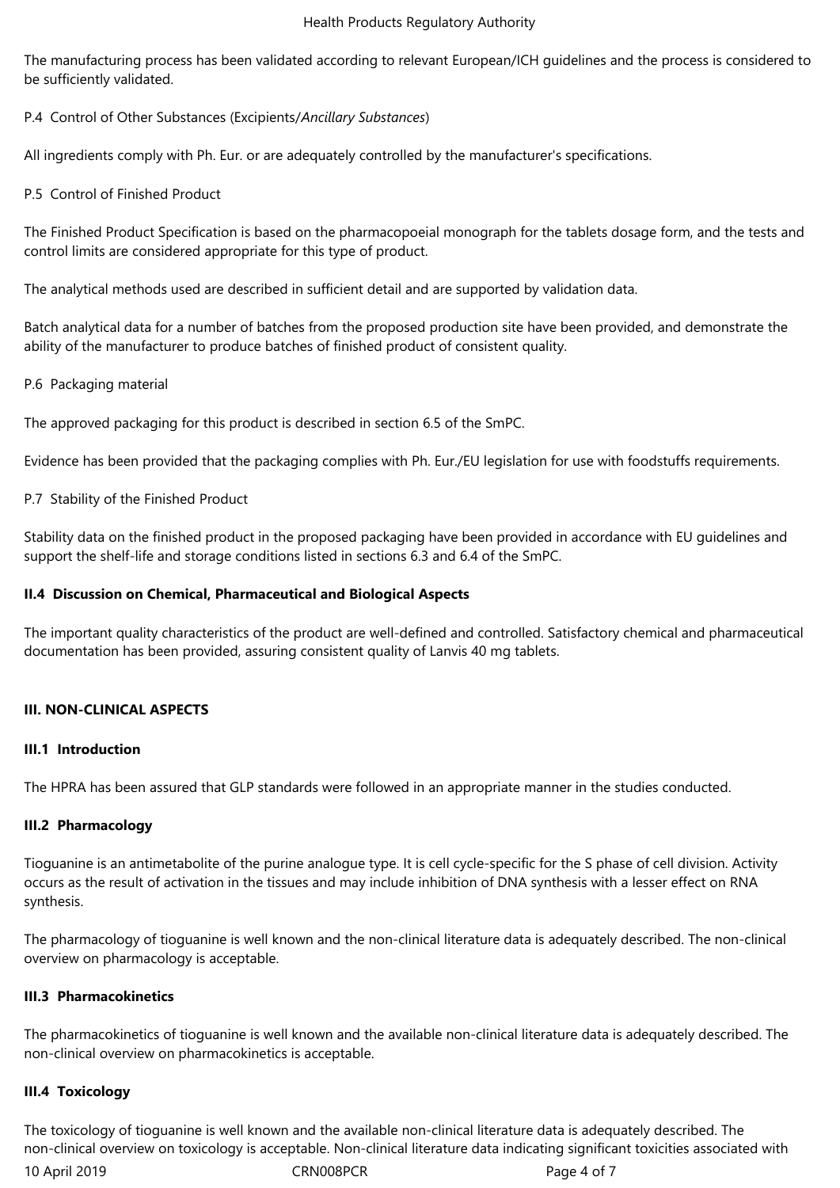The manufacturing process has been validated according to relevant European/ICH guidelines and the process is considered to be sufficiently validated.

P.4 Control of Other Substances (Excipients/*Ancillary Substances*)

All ingredients comply with Ph. Eur. or are adequately controlled by the manufacturer's specifications.

P.5 Control of Finished Product

The Finished Product Specification is based on the pharmacopoeial monograph for the tablets dosage form, and the tests and control limits are considered appropriate for this type of product.

The analytical methods used are described in sufficient detail and are supported by validation data.

Batch analytical data for a number of batches from the proposed production site have been provided, and demonstrate the ability of the manufacturer to produce batches of finished product of consistent quality.

P.6 Packaging material

The approved packaging for this product is described in section 6.5 of the SmPC.

Evidence has been provided that the packaging complies with Ph. Eur./EU legislation for use with foodstuffs requirements.

P.7 Stability of the Finished Product

Stability data on the finished product in the proposed packaging have been provided in accordance with EU guidelines and support the shelf-life and storage conditions listed in sections 6.3 and 6.4 of the SmPC.

### II.4 Discussion on Chemical, Pharmaceutical and Biological Aspects

The important quality characteristics of the product are well-defined and controlled. Satisfactory chemical and pharmaceutical documentation has been provided, assuring consistent quality of Lanvis 40 mg tablets.

## III. NON-CLINICAL ASPECTS

### III.1 Introduction

The HPRA has been assured that GLP standards were followed in an appropriate manner in the studies conducted.

### III.2 Pharmacology

Tioguanine is an antimetabolite of the purine analogue type. It is cell cycle-specific for the S phase of cell division. Activity occurs as the result of activation in the tissues and may include inhibition of DNA synthesis with a lesser effect on RNA synthesis.

The pharmacology of tioguanine is well known and the non-clinical literature data is adequately described. The non-clinical overview on pharmacology is acceptable.

### III.3 Pharmacokinetics

The pharmacokinetics of tioguanine is well known and the available non-clinical literature data is adequately described. The non-clinical overview on pharmacokinetics is acceptable.

### III.4 Toxicology

The toxicology of tioguanine is well known and the available non-clinical literature data is adequately described. The non-clinical overview on toxicology is acceptable. Non-clinical literature data indicating significant toxicities associated with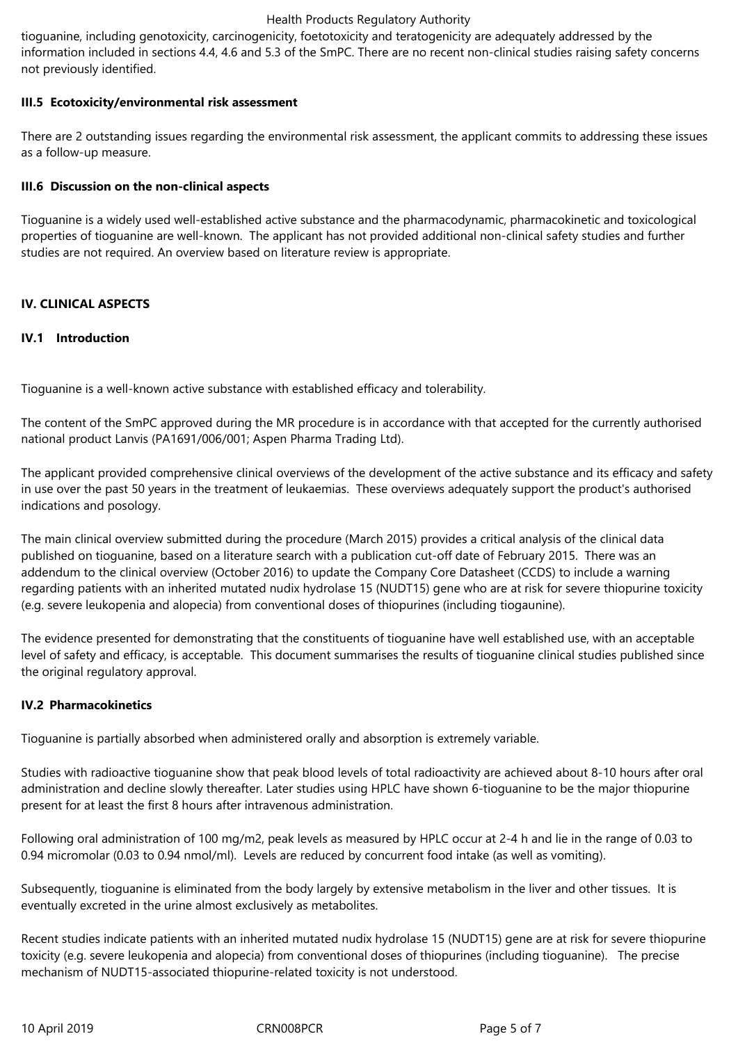tioguanine, including genotoxicity, carcinogenicity, foetotoxicity and teratogenicity are adequately addressed by the information included in sections 4.4, 4.6 and 5.3 of the SmPC. There are no recent non-clinical studies raising safety concerns not previously identified.

### III.5 Ecotoxicity/environmental risk assessment

There are 2 outstanding issues regarding the environmental risk assessment, the applicant commits to addressing these issues as a follow-up measure.

### III.6 Discussion on the non-clinical aspects

Tioguanine is a widely used well-established active substance and the pharmacodynamic, pharmacokinetic and toxicological properties of tioguanine are well-known. The applicant has not provided additional non-clinical safety studies and further studies are not required. An overview based on literature review is appropriate.

## IV. CLINICAL ASPECTS

### IV.1 Introduction

Tioguanine is a well-known active substance with established efficacy and tolerability.

The content of the SmPC approved during the MR procedure is in accordance with that accepted for the currently authorised national product Lanvis (PA1691/006/001; Aspen Pharma Trading Ltd).

The applicant provided comprehensive clinical overviews of the development of the active substance and its efficacy and safety in use over the past 50 years in the treatment of leukaemias. These overviews adequately support the product's authorised indications and posology.

The main clinical overview submitted during the procedure (March 2015) provides a critical analysis of the clinical data published on tioguanine, based on a literature search with a publication cut-off date of February 2015. There was an addendum to the clinical overview (October 2016) to update the Company Core Datasheet (CCDS) to include a warning regarding patients with an inherited mutated nudix hydrolase 15 (NUDT15) gene who are at risk for severe thiopurine toxicity (e.g. severe leukopenia and alopecia) from conventional doses of thiopurines (including tiogaunine).

The evidence presented for demonstrating that the constituents of tioguanine have well established use, with an acceptable level of safety and efficacy, is acceptable. This document summarises the results of tioguanine clinical studies published since the original regulatory approval.

### IV.2 Pharmacokinetics

Tioguanine is partially absorbed when administered orally and absorption is extremely variable.

Studies with radioactive tioguanine show that peak blood levels of total radioactivity are achieved about 8-10 hours after oral administration and decline slowly thereafter. Later studies using HPLC have shown 6-tioguanine to be the major thiopurine present for at least the first 8 hours after intravenous administration.

Following oral administration of 100 mg/m2, peak levels as measured by HPLC occur at 2-4 h and lie in the range of 0.03 to 0.94 micromolar (0.03 to 0.94 nmol/ml). Levels are reduced by concurrent food intake (as well as vomiting).

Subsequently, tioguanine is eliminated from the body largely by extensive metabolism in the liver and other tissues. It is eventually excreted in the urine almost exclusively as metabolites.

Recent studies indicate patients with an inherited mutated nudix hydrolase 15 (NUDT15) gene are at risk for severe thiopurine toxicity (e.g. severe leukopenia and alopecia) from conventional doses of thiopurines (including tioguanine). The precise mechanism of NUDT15-associated thiopurine-related toxicity is not understood.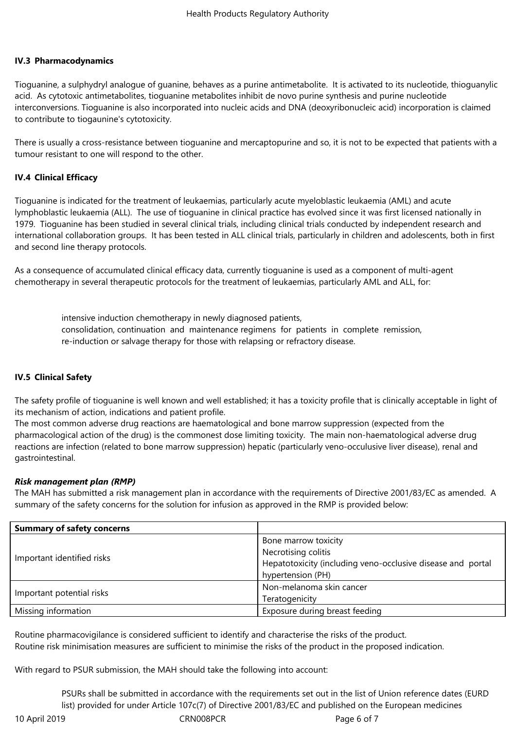**IV.3 Pharmacodynamics**

Tioguanine, a sulphydryl analogue of guanine, behaves as a purine antimetabolite. It is activated to its nucleotide, thioguanylic acid. As cytotoxic antimetabolites, tioguanine metabolites inhibit de novo purine synthesis and purine nucleotide interconversions. Tioguanine is also incorporated into nucleic acids and DNA (deoxyribonucleic acid) incorporation is claimed to contribute to tiogaunine's cytotoxicity.

There is usually a cross-resistance between tioguanine and mercaptopurine and so, it is not to be expected that patients with a tumour resistant to one will respond to the other.

**IV.4 Clinical Efficacy**

Tioguanine is indicated for the treatment of leukaemias, particularly acute myeloblastic leukaemia (AML) and acute lymphoblastic leukaemia (ALL). The use of tioguanine in clinical practice has evolved since it was first licensed nationally in 1979. Tioguanine has been studied in several clinical trials, including clinical trials conducted by independent research and international collaboration groups. It has been tested in ALL clinical trials, particularly in children and adolescents, both in first and second line therapy protocols.

As a consequence of accumulated clinical efficacy data, currently tioguanine is used as a component of multi-agent chemotherapy in several therapeutic protocols for the treatment of leukaemias, particularly AML and ALL, for:

- intensive induction chemotherapy in newly diagnosed patients,
- consolidation, continuation and maintenance regimens for patients in complete remission,
- re-induction or salvage therapy for those with relapsing or refractory disease.

**IV.5 Clinical Safety**

The safety profile of tioguanine is well known and well established; it has a toxicity profile that is clinically acceptable in light of its mechanism of action, indications and patient profile.
The most common adverse drug reactions are haematological and bone marrow suppression (expected from the pharmacological action of the drug) is the commonest dose limiting toxicity. The main non-haematological adverse drug reactions are infection (related to bone marrow suppression) hepatic (particularly veno-occulusive liver disease), renal and gastrointestinal.

***Risk management plan (RMP)***
The MAH has submitted a risk management plan in accordance with the requirements of Directive 2001/83/EC as amended. A summary of the safety concerns for the solution for infusion as approved in the RMP is provided below:

| **Summary of safety concerns** | |
|---|---|
| Important identified risks | Bone marrow toxicity<br>Necrotising colitis<br>Hepatotoxicity (including veno-occlusive disease and portal hypertension (PH) |
| Important potential risks | Non-melanoma skin cancer<br>Teratogenicity |
| Missing information | Exposure during breast feeding |

Routine pharmacovigilance is considered sufficient to identify and characterise the risks of the product.
Routine risk minimisation measures are sufficient to minimise the risks of the product in the proposed indication.

With regard to PSUR submission, the MAH should take the following into account:

PSURs shall be submitted in accordance with the requirements set out in the list of Union reference dates (EURD list) provided for under Article 107c(7) of Directive 2001/83/EC and published on the European medicines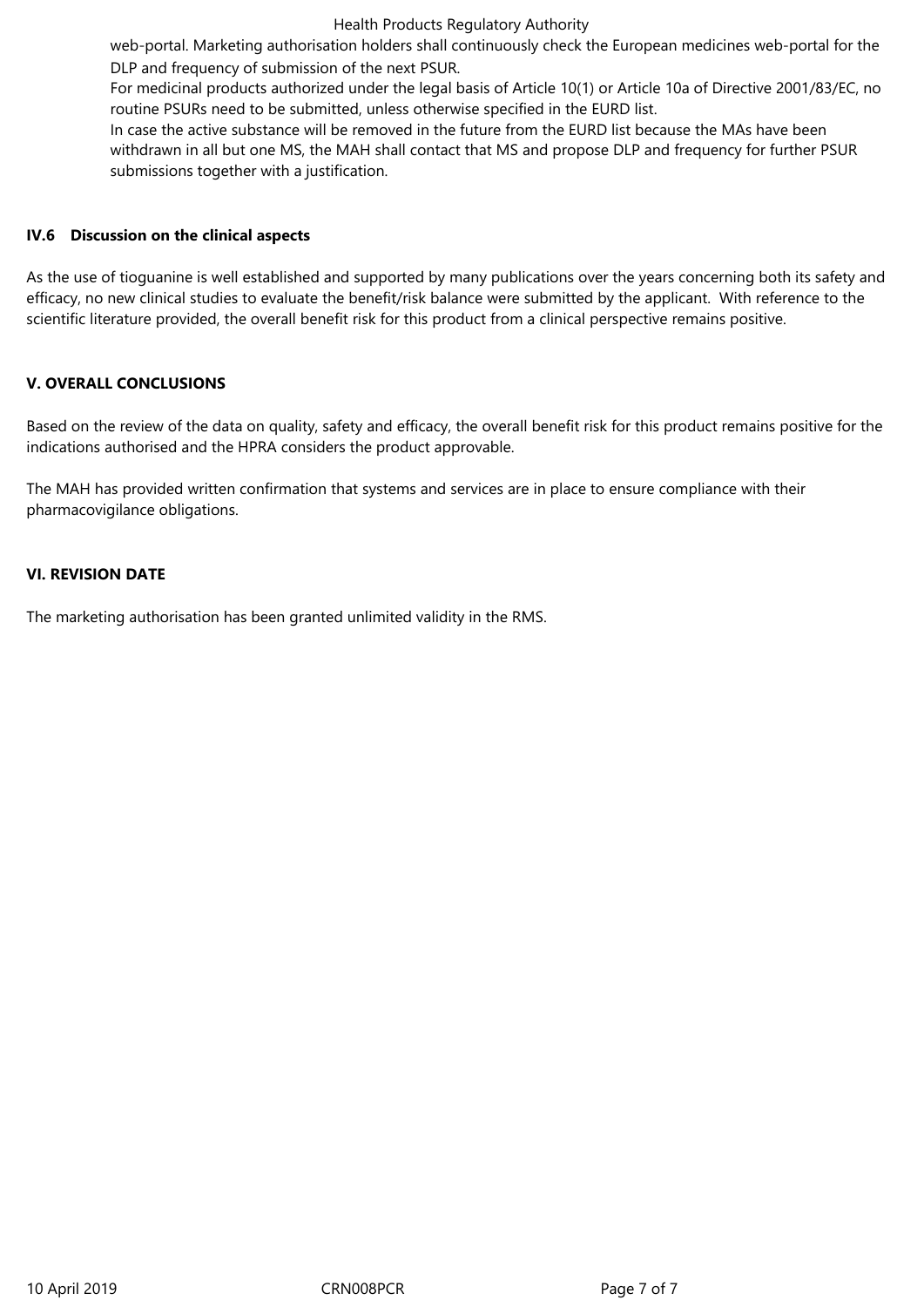web-portal. Marketing authorisation holders shall continuously check the European medicines web-portal for the DLP and frequency of submission of the next PSUR.

For medicinal products authorized under the legal basis of Article 10(1) or Article 10a of Directive 2001/83/EC, no routine PSURs need to be submitted, unless otherwise specified in the EURD list.

In case the active substance will be removed in the future from the EURD list because the MAs have been withdrawn in all but one MS, the MAH shall contact that MS and propose DLP and frequency for further PSUR submissions together with a justification.

### IV.6 Discussion on the clinical aspects

As the use of tioguanine is well established and supported by many publications over the years concerning both its safety and efficacy, no new clinical studies to evaluate the benefit/risk balance were submitted by the applicant. With reference to the scientific literature provided, the overall benefit risk for this product from a clinical perspective remains positive.

## V. OVERALL CONCLUSIONS

Based on the review of the data on quality, safety and efficacy, the overall benefit risk for this product remains positive for the indications authorised and the HPRA considers the product approvable.

The MAH has provided written confirmation that systems and services are in place to ensure compliance with their pharmacovigilance obligations.

## VI. REVISION DATE

The marketing authorisation has been granted unlimited validity in the RMS.